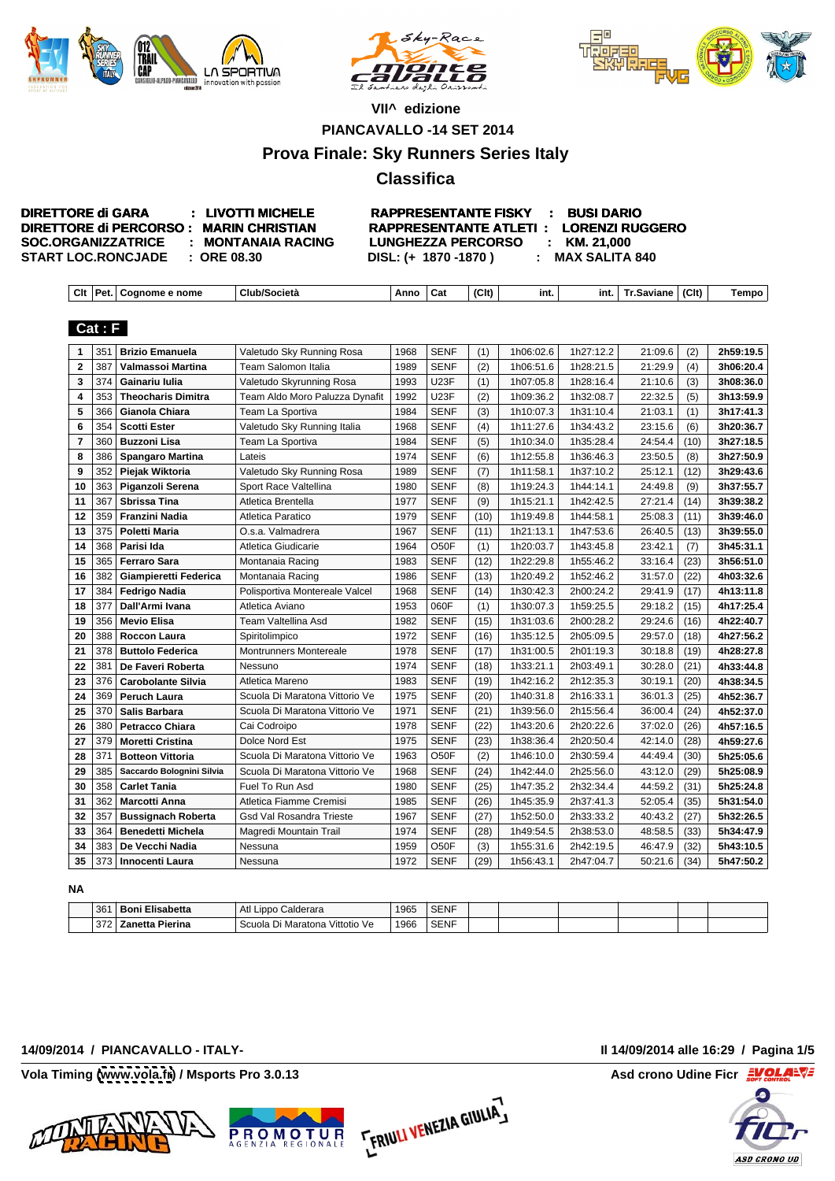VII^ edizione

PIANCAVALLO -14 SET 2014

## Prova Finale: Sky Runners Series Italy

## Classifica

**DIRETTORE di GARA : LIVOTTI MICHELE**
**DIRETTORE di PERCORSO : MARIN CHRISTIAN**
**SOC.ORGANIZZATRICE : MONTANAIA RACING**
**START LOC.RONCJADE : ORE 08.30**

**RAPPRESENTANTE FISKY : BUSI DARIO**
**RAPPRESENTANTE ATLETI : LORENZI RUGGERO**
**LUNGHEZZA PERCORSO : KM. 21,000**
**DISL: (+ 1870 -1870 ) : MAX SALITA 840**

**Cat : F**

| Clt | Pet. | Cognome e nome | Club/Società | Anno | Cat | (Clt) | int. | int. | Tr.Saviane | (Clt) | Tempo |
|---|---|---|---|---|---|---|---|---|---|---|---|
| 1 | 351 | Brizio Emanuela | Valetudo Sky Running Rosa | 1968 | SENF | (1) | 1h06:02.6 | 1h27:12.2 | 21:09.6 | (2) | 2h59:19.5 |
| 2 | 387 | Valmassoi Martina | Team Salomon Italia | 1989 | SENF | (2) | 1h06:51.6 | 1h28:21.5 | 21:29.9 | (4) | 3h06:20.4 |
| 3 | 374 | Gainariu Iulia | Valetudo Skyrunning Rosa | 1993 | U23F | (1) | 1h07:05.8 | 1h28:16.4 | 21:10.6 | (3) | 3h08:36.0 |
| 4 | 353 | Theocharis Dimitra | Team Aldo Moro Paluzza Dynafit | 1992 | U23F | (2) | 1h09:36.2 | 1h32:08.7 | 22:32.5 | (5) | 3h13:59.9 |
| 5 | 366 | Gianola Chiara | Team La Sportiva | 1984 | SENF | (3) | 1h10:07.3 | 1h31:10.4 | 21:03.1 | (1) | 3h17:41.3 |
| 6 | 354 | Scotti Ester | Valetudo Sky Running Italia | 1968 | SENF | (4) | 1h11:27.6 | 1h34:43.2 | 23:15.6 | (6) | 3h20:36.7 |
| 7 | 360 | Buzzoni Lisa | Team La Sportiva | 1984 | SENF | (5) | 1h10:34.0 | 1h35:28.4 | 24:54.4 | (10) | 3h27:18.5 |
| 8 | 386 | Spangaro Martina | Lateis | 1974 | SENF | (6) | 1h12:55.8 | 1h36:46.3 | 23:50.5 | (8) | 3h27:50.9 |
| 9 | 352 | Piejak Wiktoria | Valetudo Sky Running Rosa | 1989 | SENF | (7) | 1h11:58.1 | 1h37:10.2 | 25:12.1 | (12) | 3h29:43.6 |
| 10 | 363 | Piganzoli Serena | Sport Race Valtellina | 1980 | SENF | (8) | 1h19:24.3 | 1h44:14.1 | 24:49.8 | (9) | 3h37:55.7 |
| 11 | 367 | Sbrissa Tina | Atletica Brentella | 1977 | SENF | (9) | 1h15:21.1 | 1h42:42.5 | 27:21.4 | (14) | 3h39:38.2 |
| 12 | 359 | Franzini Nadia | Atletica Paratico | 1979 | SENF | (10) | 1h19:49.8 | 1h44:58.1 | 25:08.3 | (11) | 3h39:46.0 |
| 13 | 375 | Poletti Maria | O.s.a. Valmadrera | 1967 | SENF | (11) | 1h21:13.1 | 1h47:53.6 | 26:40.5 | (13) | 3h39:55.0 |
| 14 | 368 | Parisi Ida | Atletica Giudicarie | 1964 | O50F | (1) | 1h20:03.7 | 1h43:45.8 | 23:42.1 | (7) | 3h45:31.1 |
| 15 | 365 | Ferraro Sara | Montanaia Racing | 1983 | SENF | (12) | 1h22:29.8 | 1h55:46.2 | 33:16.4 | (23) | 3h56:51.0 |
| 16 | 382 | Giampieretti Federica | Montanaia Racing | 1986 | SENF | (13) | 1h20:49.2 | 1h52:46.2 | 31:57.0 | (22) | 4h03:32.6 |
| 17 | 384 | Fedrigo Nadia | Polisportiva Montereale Valcel | 1968 | SENF | (14) | 1h30:42.3 | 2h00:24.2 | 29:41.9 | (17) | 4h13:11.8 |
| 18 | 377 | Dall'Armi Ivana | Atletica Aviano | 1953 | 060F | (1) | 1h30:07.3 | 1h59:25.5 | 29:18.2 | (15) | 4h17:25.4 |
| 19 | 356 | Mevio Elisa | Team Valtellina Asd | 1982 | SENF | (15) | 1h31:03.6 | 2h00:28.2 | 29:24.6 | (16) | 4h22:40.7 |
| 20 | 388 | Roccon Laura | Spiritolimpico | 1972 | SENF | (16) | 1h35:12.5 | 2h05:09.5 | 29:57.0 | (18) | 4h27:56.2 |
| 21 | 378 | Buttolo Federica | Montrunners Montereale | 1978 | SENF | (17) | 1h31:00.5 | 2h01:19.3 | 30:18.8 | (19) | 4h28:27.8 |
| 22 | 381 | De Faveri Roberta | Nessuno | 1974 | SENF | (18) | 1h33:21.1 | 2h03:49.1 | 30:28.0 | (21) | 4h33:44.8 |
| 23 | 376 | Carobolante Silvia | Atletica Mareno | 1983 | SENF | (19) | 1h42:16.2 | 2h12:35.3 | 30:19.1 | (20) | 4h38:34.5 |
| 24 | 369 | Peruch Laura | Scuola Di Maratona Vittorio Ve | 1975 | SENF | (20) | 1h40:31.8 | 2h16:33.1 | 36:01.3 | (25) | 4h52:36.7 |
| 25 | 370 | Salis Barbara | Scuola Di Maratona Vittorio Ve | 1971 | SENF | (21) | 1h39:56.0 | 2h15:56.4 | 36:00.4 | (24) | 4h52:37.0 |
| 26 | 380 | Petracco Chiara | Cai Codroipo | 1978 | SENF | (22) | 1h43:20.6 | 2h20:22.6 | 37:02.0 | (26) | 4h57:16.5 |
| 27 | 379 | Moretti Cristina | Dolce Nord Est | 1975 | SENF | (23) | 1h38:36.4 | 2h20:50.4 | 42:14.0 | (28) | 4h59:27.6 |
| 28 | 371 | Botteon Vittoria | Scuola Di Maratona Vittorio Ve | 1963 | O50F | (2) | 1h46:10.0 | 2h30:59.4 | 44:49.4 | (30) | 5h25:05.6 |
| 29 | 385 | Saccardo Bolognini Silvia | Scuola Di Maratona Vittorio Ve | 1968 | SENF | (24) | 1h42:44.0 | 2h25:56.0 | 43:12.0 | (29) | 5h25:08.9 |
| 30 | 358 | Carlet Tania | Fuel To Run Asd | 1980 | SENF | (25) | 1h47:35.2 | 2h32:34.4 | 44:59.2 | (31) | 5h25:24.8 |
| 31 | 362 | Marcotti Anna | Atletica Fiamme Cremisi | 1985 | SENF | (26) | 1h45:35.9 | 2h37:41.3 | 52:05.4 | (35) | 5h31:54.0 |
| 32 | 357 | Bussignach Roberta | Gsd Val Rosandra Trieste | 1967 | SENF | (27) | 1h52:50.0 | 2h33:33.2 | 40:43.2 | (27) | 5h32:26.5 |
| 33 | 364 | Benedetti Michela | Magredi Mountain Trail | 1974 | SENF | (28) | 1h49:54.5 | 2h38:53.0 | 48:58.5 | (33) | 5h34:47.9 |
| 34 | 383 | De Vecchi Nadia | Nessuna | 1959 | O50F | (3) | 1h55:31.6 | 2h42:19.5 | 46:47.9 | (32) | 5h43:10.5 |
| 35 | 373 | Innocenti Laura | Nessuna | 1972 | SENF | (29) | 1h56:43.1 | 2h47:04.7 | 50:21.6 | (34) | 5h47:50.2 |

**NA**

| Clt | Pet. | Cognome e nome | Club/Società | Anno | Cat | (Clt) | int. | int. | Tr.Saviane | (Clt) | Tempo |
|---|---|---|---|---|---|---|---|---|---|---|---|
| | 361 | Boni Elisabetta | Atl Lippo Calderara | 1965 | SENF | | | | | | |
| | 372 | Zanetta Pierina | Scuola Di Maratona Vittorio Ve | 1966 | SENF | | | | | | |

14/09/2014 / PIANCAVALLO - ITALY-

Il 14/09/2014 alle 16:29 / Pagina 1/5

Vola Timing (www.vola.fr) / Msports Pro 3.0.13

Asd crono Udine Ficr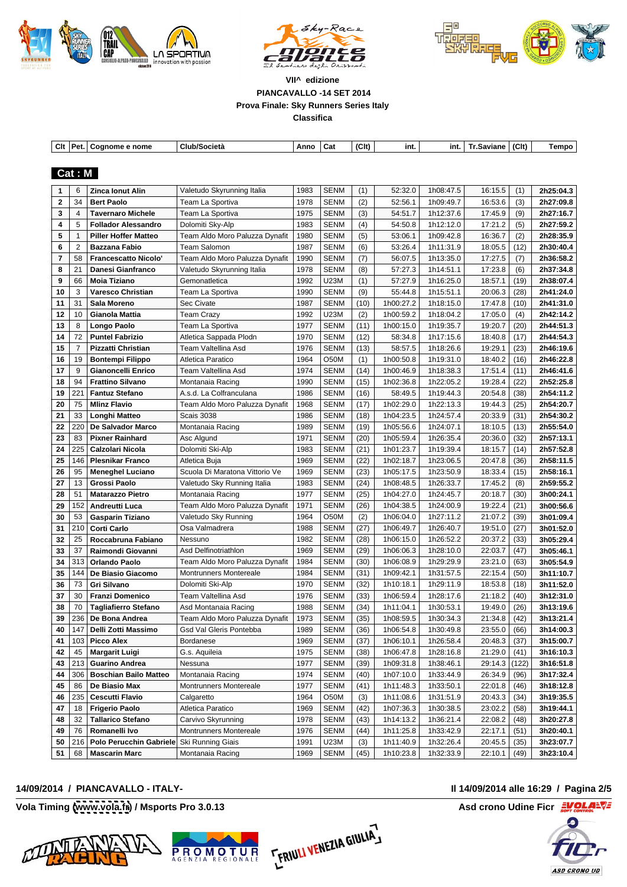**VII^ edizione**

**PIANCAVALLO -14 SET 2014**

**Prova Finale: Sky Runners Series Italy**

**Classifica**

**Cat : M**

| Clt | Pet. | Cognome e nome | Club/Società | Anno | Cat | (Clt) | int. | int. | Tr.Saviane | (Clt) | Tempo |
|---|---|---|---|---|---|---|---|---|---|---|---|
| 1 | 6 | Zinca Ionut Alin | Valetudo Skyrunning Italia | 1983 | SENM | (1) | 52:32.0 | 1h08:47.5 | 16:15.5 | (1) | 2h25:04.3 |
| 2 | 34 | Bert Paolo | Team La Sportiva | 1978 | SENM | (2) | 52:56.1 | 1h09:49.7 | 16:53.6 | (3) | 2h27:09.8 |
| 3 | 4 | Tavernaro Michele | Team La Sportiva | 1975 | SENM | (3) | 54:51.7 | 1h12:37.6 | 17:45.9 | (9) | 2h27:16.7 |
| 4 | 5 | Follador Alessandro | Dolomiti Sky-Alp | 1983 | SENM | (4) | 54:50.8 | 1h12:12.0 | 17:21.2 | (5) | 2h27:59.2 |
| 5 | 1 | Piller Hoffer Matteo | Team Aldo Moro Paluzza Dynafit | 1980 | SENM | (5) | 53:06.1 | 1h09:42.8 | 16:36.7 | (2) | 2h28:35.9 |
| 6 | 2 | Bazzana Fabio | Team Salomon | 1987 | SENM | (6) | 53:26.4 | 1h11:31.9 | 18:05.5 | (12) | 2h30:40.4 |
| 7 | 58 | Francescatto Nicolo' | Team Aldo Moro Paluzza Dynafit | 1990 | SENM | (7) | 56:07.5 | 1h13:35.0 | 17:27.5 | (7) | 2h36:58.2 |
| 8 | 21 | Danesi Gianfranco | Valetudo Skyrunning Italia | 1978 | SENM | (8) | 57:27.3 | 1h14:51.1 | 17:23.8 | (6) | 2h37:34.8 |
| 9 | 66 | Moia Tiziano | Gemonatletica | 1992 | U23M | (1) | 57:27.9 | 1h16:25.0 | 18:57.1 | (19) | 2h38:07.4 |
| 10 | 3 | Varesco Christian | Team La Sportiva | 1990 | SENM | (9) | 55:44.8 | 1h15:51.1 | 20:06.3 | (28) | 2h41:24.0 |
| 11 | 31 | Sala Moreno | Sec Civate | 1987 | SENM | (10) | 1h00:27.2 | 1h18:15.0 | 17:47.8 | (10) | 2h41:31.0 |
| 12 | 10 | Gianola Mattia | Team Crazy | 1992 | U23M | (2) | 1h00:59.2 | 1h18:04.2 | 17:05.0 | (4) | 2h42:14.2 |
| 13 | 8 | Longo Paolo | Team La Sportiva | 1977 | SENM | (11) | 1h00:15.0 | 1h19:35.7 | 19:20.7 | (20) | 2h44:51.3 |
| 14 | 72 | Puntel Fabrizio | Atletica Sappada Plodn | 1970 | SENM | (12) | 58:34.8 | 1h17:15.6 | 18:40.8 | (17) | 2h44:54.3 |
| 15 | 7 | Pizzatti Christian | Team Valtellina Asd | 1976 | SENM | (13) | 58:57.5 | 1h18:26.6 | 19:29.1 | (23) | 2h46:19.6 |
| 16 | 19 | Bontempi Filippo | Atletica Paratico | 1964 | O50M | (1) | 1h00:50.8 | 1h19:31.0 | 18:40.2 | (16) | 2h46:22.8 |
| 17 | 9 | Gianoncelli Enrico | Team Valtellina Asd | 1974 | SENM | (14) | 1h00:46.9 | 1h18:38.3 | 17:51.4 | (11) | 2h46:41.6 |
| 18 | 94 | Frattino Silvano | Montanaia Racing | 1990 | SENM | (15) | 1h02:36.8 | 1h22:05.2 | 19:28.4 | (22) | 2h52:25.8 |
| 19 | 221 | Fantuz Stefano | A.s.d. La Colfranculana | 1986 | SENM | (16) | 58:49.5 | 1h19:44.3 | 20:54.8 | (38) | 2h54:11.2 |
| 20 | 75 | Mlinz Flavio | Team Aldo Moro Paluzza Dynafit | 1968 | SENM | (17) | 1h02:29.0 | 1h22:13.3 | 19:44.3 | (25) | 2h54:20.7 |
| 21 | 33 | Longhi Matteo | Scais 3038 | 1986 | SENM | (18) | 1h04:23.5 | 1h24:57.4 | 20:33.9 | (31) | 2h54:30.2 |
| 22 | 220 | De Salvador Marco | Montanaia Racing | 1989 | SENM | (19) | 1h05:56.6 | 1h24:07.1 | 18:10.5 | (13) | 2h55:54.0 |
| 23 | 83 | Pixner Rainhard | Asc Algund | 1971 | SENM | (20) | 1h05:59.4 | 1h26:35.4 | 20:36.0 | (32) | 2h57:13.1 |
| 24 | 225 | Calzolari Nicola | Dolomiti Ski-Alp | 1983 | SENM | (21) | 1h01:23.7 | 1h19:39.4 | 18:15.7 | (14) | 2h57:52.8 |
| 25 | 146 | Plesnikar Franco | Atletica Buja | 1969 | SENM | (22) | 1h02:18.7 | 1h23:06.5 | 20:47.8 | (36) | 2h58:11.5 |
| 26 | 95 | Meneghel Luciano | Scuola Di Maratona Vittorio Ve | 1969 | SENM | (23) | 1h05:17.5 | 1h23:50.9 | 18:33.4 | (15) | 2h58:16.1 |
| 27 | 13 | Grossi Paolo | Valetudo Sky Running Italia | 1983 | SENM | (24) | 1h08:48.5 | 1h26:33.7 | 17:45.2 | (8) | 2h59:55.2 |
| 28 | 51 | Matarazzo Pietro | Montanaia Racing | 1977 | SENM | (25) | 1h04:27.0 | 1h24:45.7 | 20:18.7 | (30) | 3h00:24.1 |
| 29 | 152 | Andreutti Luca | Team Aldo Moro Paluzza Dynafit | 1971 | SENM | (26) | 1h04:38.5 | 1h24:00.9 | 19:22.4 | (21) | 3h00:56.6 |
| 30 | 53 | Gasparin Tiziano | Valetudo Sky Running | 1964 | O50M | (2) | 1h06:04.0 | 1h27:11.2 | 21:07.2 | (39) | 3h01:09.4 |
| 31 | 210 | Corti Carlo | Osa Valmadrera | 1988 | SENM | (27) | 1h06:49.7 | 1h26:40.7 | 19:51.0 | (27) | 3h01:52.0 |
| 32 | 25 | Roccabruna Fabiano | Nessuno | 1982 | SENM | (28) | 1h06:15.0 | 1h26:52.2 | 20:37.2 | (33) | 3h05:29.4 |
| 33 | 37 | Raimondi Giovanni | Asd Delfinotriathlon | 1969 | SENM | (29) | 1h06:06.3 | 1h28:10.0 | 22:03.7 | (47) | 3h05:46.1 |
| 34 | 313 | Orlando Paolo | Team Aldo Moro Paluzza Dynafit | 1984 | SENM | (30) | 1h06:08.9 | 1h29:29.9 | 23:21.0 | (63) | 3h05:54.9 |
| 35 | 144 | De Biasio Giacomo | Montrunners Montereale | 1984 | SENM | (31) | 1h09:42.1 | 1h31:57.5 | 22:15.4 | (50) | 3h11:10.7 |
| 36 | 73 | Gri Silvano | Dolomiti Ski-Alp | 1970 | SENM | (32) | 1h10:18.1 | 1h29:11.9 | 18:53.8 | (18) | 3h11:52.0 |
| 37 | 30 | Franzi Domenico | Team Valtellina Asd | 1976 | SENM | (33) | 1h06:59.4 | 1h28:17.6 | 21:18.2 | (40) | 3h12:31.0 |
| 38 | 70 | Tagliafierro Stefano | Asd Montanaia Racing | 1988 | SENM | (34) | 1h11:04.1 | 1h30:53.1 | 19:49.0 | (26) | 3h13:19.6 |
| 39 | 236 | De Bona Andrea | Team Aldo Moro Paluzza Dynafit | 1973 | SENM | (35) | 1h08:59.5 | 1h30:34.3 | 21:34.8 | (42) | 3h13:21.4 |
| 40 | 147 | Delli Zotti Massimo | Gsd Val Gleris Pontebba | 1989 | SENM | (36) | 1h06:54.8 | 1h30:49.8 | 23:55.0 | (66) | 3h14:00.3 |
| 41 | 103 | Picco Alex | Bordanese | 1969 | SENM | (37) | 1h06:10.1 | 1h26:58.4 | 20:48.3 | (37) | 3h15:00.7 |
| 42 | 45 | Margarit Luigi | G.s. Aquileia | 1975 | SENM | (38) | 1h06:47.8 | 1h28:16.8 | 21:29.0 | (41) | 3h16:10.3 |
| 43 | 213 | Guarino Andrea | Nessuna | 1977 | SENM | (39) | 1h09:31.8 | 1h38:46.1 | 29:14.3 | (122) | 3h16:51.8 |
| 44 | 306 | Boschian Bailo Matteo | Montanaia Racing | 1974 | SENM | (40) | 1h07:10.0 | 1h33:44.9 | 26:34.9 | (96) | 3h17:32.4 |
| 45 | 86 | De Biasio Max | Montrunners Montereale | 1977 | SENM | (41) | 1h11:48.3 | 1h33:50.1 | 22:01.8 | (46) | 3h18:12.8 |
| 46 | 235 | Cescutti Flavio | Calgaretto | 1964 | O50M | (3) | 1h11:08.6 | 1h31:51.9 | 20:43.3 | (34) | 3h19:35.5 |
| 47 | 18 | Frigerio Paolo | Atletica Paratico | 1969 | SENM | (42) | 1h07:36.3 | 1h30:38.5 | 23:02.2 | (58) | 3h19:44.1 |
| 48 | 32 | Tallarico Stefano | Carvivo Skyrunning | 1978 | SENM | (43) | 1h14:13.2 | 1h36:21.4 | 22:08.2 | (48) | 3h20:27.8 |
| 49 | 76 | Romanelli Ivo | Montrunners Montereale | 1976 | SENM | (44) | 1h11:25.8 | 1h33:42.9 | 22:17.1 | (51) | 3h20:40.1 |
| 50 | 216 | Polo Perucchin Gabriele | Ski Running Giais | 1991 | U23M | (3) | 1h11:40.9 | 1h32:26.4 | 20:45.5 | (35) | 3h23:07.7 |
| 51 | 68 | Mascarin Marc | Montanaia Racing | 1969 | SENM | (45) | 1h10:23.8 | 1h32:33.9 | 22:10.1 | (49) | 3h23:10.4 |

**14/09/2014 / PIANCAVALLO - ITALY-** **Il 14/09/2014 alle 16:29**

**Vola Timing (www.vola.fr) / Msports Pro 3.0.13** **Asd crono Udine Ficr**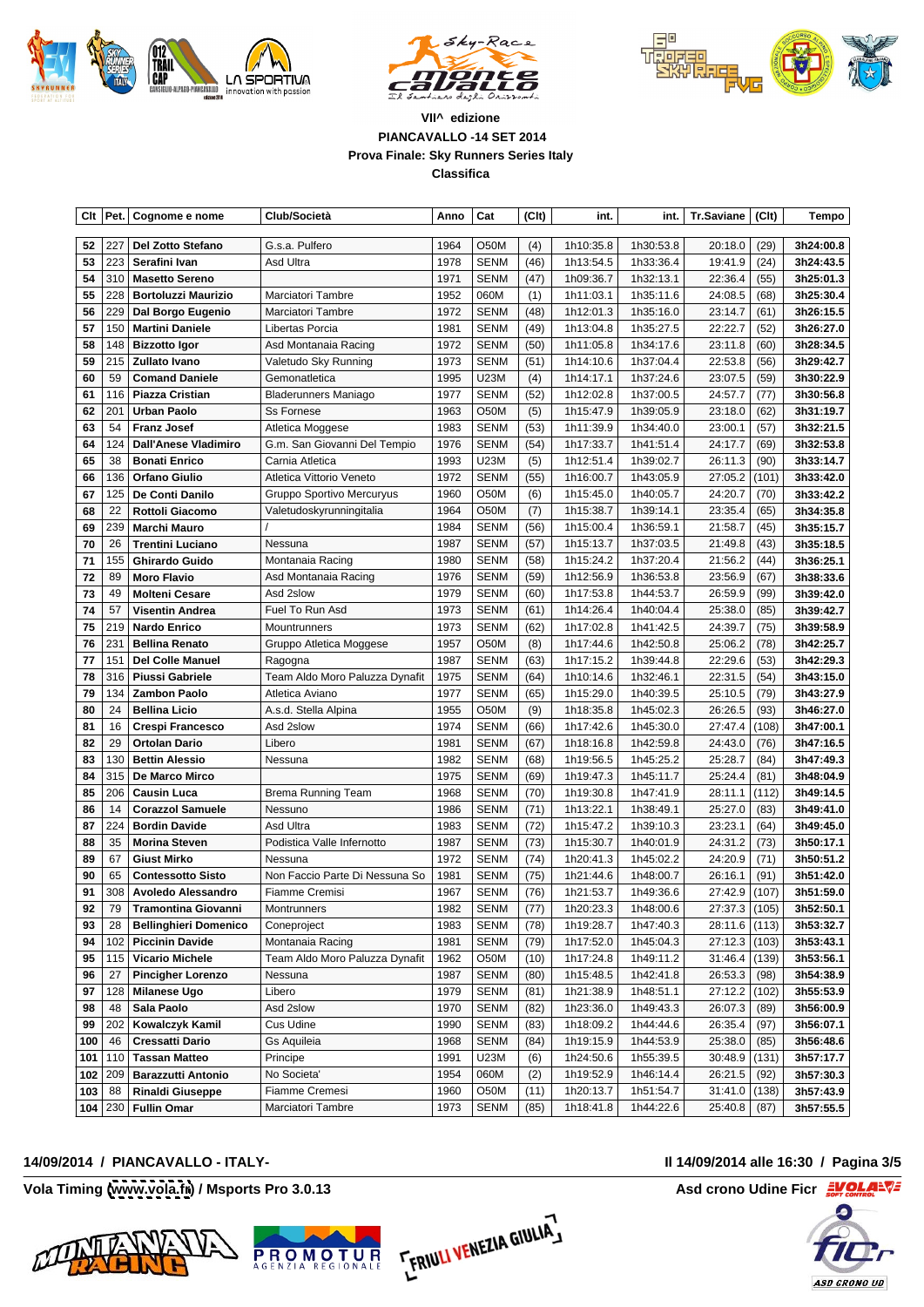**VII^ edizione**

**PIANCAVALLO -14 SET 2014**

**Prova Finale: Sky Runners Series Italy**

**Classifica**

| Clt | Pet. | Cognome e nome | Club/Società | Anno | Cat | (Clt) | int. | int. | Tr.Saviane | (Clt) | Tempo |
|---|---|---|---|---|---|---|---|---|---|---|---|
| 52 | 227 | Del Zotto Stefano | G.s.a. Pulfero | 1964 | O50M | (4) | 1h10:35.8 | 1h30:53.8 | 20:18.0 | (29) | 3h24:00.8 |
| 53 | 223 | Serafini Ivan | Asd Ultra | 1978 | SENM | (46) | 1h13:54.5 | 1h33:36.4 | 19:41.9 | (24) | 3h24:43.5 |
| 54 | 310 | Masetto Sereno | | 1971 | SENM | (47) | 1h09:36.7 | 1h32:13.1 | 22:36.4 | (55) | 3h25:01.3 |
| 55 | 228 | Bortoluzzi Maurizio | Marciatori Tambre | 1952 | 060M | (1) | 1h11:03.1 | 1h35:11.6 | 24:08.5 | (68) | 3h25:30.4 |
| 56 | 229 | Dal Borgo Eugenio | Marciatori Tambre | 1972 | SENM | (48) | 1h12:01.3 | 1h35:16.0 | 23:14.7 | (61) | 3h26:15.5 |
| 57 | 150 | Martini Daniele | Libertas Porcia | 1981 | SENM | (49) | 1h13:04.8 | 1h35:27.5 | 22:22.7 | (52) | 3h26:27.0 |
| 58 | 148 | Bizzotto Igor | Asd Montanaia Racing | 1972 | SENM | (50) | 1h11:05.8 | 1h34:17.6 | 23:11.8 | (60) | 3h28:34.5 |
| 59 | 215 | Zullato Ivano | Valetudo Sky Running | 1973 | SENM | (51) | 1h14:10.6 | 1h37:04.4 | 22:53.8 | (56) | 3h29:42.7 |
| 60 | 59 | Comand Daniele | Gemonatletica | 1995 | U23M | (4) | 1h14:17.1 | 1h37:24.6 | 23:07.5 | (59) | 3h30:22.9 |
| 61 | 116 | Piazza Cristian | Bladerunners Maniago | 1977 | SENM | (52) | 1h12:02.8 | 1h37:00.5 | 24:57.7 | (77) | 3h30:56.8 |
| 62 | 201 | Urban Paolo | Ss Fornese | 1963 | O50M | (5) | 1h15:47.9 | 1h39:05.9 | 23:18.0 | (62) | 3h31:19.7 |
| 63 | 54 | Franz Josef | Atletica Moggese | 1983 | SENM | (53) | 1h11:39.9 | 1h34:40.0 | 23:00.1 | (57) | 3h32:21.5 |
| 64 | 124 | Dall'Anese Vladimiro | G.m. San Giovanni Del Tempio | 1976 | SENM | (54) | 1h17:33.7 | 1h41:51.4 | 24:17.7 | (69) | 3h32:53.8 |
| 65 | 38 | Bonati Enrico | Carnia Atletica | 1993 | U23M | (5) | 1h12:51.4 | 1h39:02.7 | 26:11.3 | (90) | 3h33:14.7 |
| 66 | 136 | Orfano Giulio | Atletica Vittorio Veneto | 1972 | SENM | (55) | 1h16:00.7 | 1h43:05.9 | 27:05.2 | (101) | 3h33:42.0 |
| 67 | 125 | De Conti Danilo | Gruppo Sportivo Mercuryus | 1960 | O50M | (6) | 1h15:45.0 | 1h40:05.7 | 24:20.7 | (70) | 3h33:42.2 |
| 68 | 22 | Rottoli Giacomo | Valetudoskyrunningitalia | 1964 | O50M | (7) | 1h15:38.7 | 1h39:14.1 | 23:35.4 | (65) | 3h34:35.8 |
| 69 | 239 | Marchi Mauro | / | 1984 | SENM | (56) | 1h15:00.4 | 1h36:59.1 | 21:58.7 | (45) | 3h35:15.7 |
| 70 | 26 | Trentini Luciano | Nessuna | 1987 | SENM | (57) | 1h15:13.7 | 1h37:03.5 | 21:49.8 | (43) | 3h35:18.5 |
| 71 | 155 | Ghirardo Guido | Montanaia Racing | 1980 | SENM | (58) | 1h15:24.2 | 1h37:20.4 | 21:56.2 | (44) | 3h36:25.1 |
| 72 | 89 | Moro Flavio | Asd Montanaia Racing | 1976 | SENM | (59) | 1h12:56.9 | 1h36:53.8 | 23:56.9 | (67) | 3h38:33.6 |
| 73 | 49 | Molteni Cesare | Asd 2slow | 1979 | SENM | (60) | 1h17:53.8 | 1h44:53.7 | 26:59.9 | (99) | 3h39:42.0 |
| 74 | 57 | Visentin Andrea | Fuel To Run Asd | 1973 | SENM | (61) | 1h14:26.4 | 1h40:04.4 | 25:38.0 | (85) | 3h39:42.7 |
| 75 | 219 | Nardo Enrico | Mountrunners | 1973 | SENM | (62) | 1h17:02.8 | 1h41:42.5 | 24:39.7 | (75) | 3h39:58.9 |
| 76 | 231 | Bellina Renato | Gruppo Atletica Moggese | 1957 | O50M | (8) | 1h17:44.6 | 1h42:50.8 | 25:06.2 | (78) | 3h42:25.7 |
| 77 | 151 | Del Colle Manuel | Ragogna | 1987 | SENM | (63) | 1h17:15.2 | 1h39:44.8 | 22:29.6 | (53) | 3h42:29.3 |
| 78 | 316 | Piussi Gabriele | Team Aldo Moro Paluzza Dynafit | 1975 | SENM | (64) | 1h10:14.6 | 1h32:46.1 | 22:31.5 | (54) | 3h43:15.0 |
| 79 | 134 | Zambon Paolo | Atletica Aviano | 1977 | SENM | (65) | 1h15:29.0 | 1h40:39.5 | 25:10.5 | (79) | 3h43:27.9 |
| 80 | 24 | Bellina Licio | A.s.d. Stella Alpina | 1955 | O50M | (9) | 1h18:35.8 | 1h45:02.3 | 26:26.5 | (93) | 3h46:27.0 |
| 81 | 16 | Crespi Francesco | Asd 2slow | 1974 | SENM | (66) | 1h17:42.6 | 1h45:30.0 | 27:47.4 | (108) | 3h47:00.1 |
| 82 | 29 | Ortolan Dario | Libero | 1981 | SENM | (67) | 1h18:16.8 | 1h42:59.8 | 24:43.0 | (76) | 3h47:16.5 |
| 83 | 130 | Bettin Alessio | Nessuna | 1982 | SENM | (68) | 1h19:56.5 | 1h45:25.2 | 25:28.7 | (84) | 3h47:49.3 |
| 84 | 315 | De Marco Mirco | | 1975 | SENM | (69) | 1h19:47.3 | 1h45:11.7 | 25:24.4 | (81) | 3h48:04.9 |
| 85 | 206 | Causin Luca | Brema Running Team | 1968 | SENM | (70) | 1h19:30.8 | 1h47:41.9 | 28:11.1 | (112) | 3h49:14.5 |
| 86 | 14 | Corazzol Samuele | Nessuno | 1986 | SENM | (71) | 1h13:22.1 | 1h38:49.1 | 25:27.0 | (83) | 3h49:41.0 |
| 87 | 224 | Bordin Davide | Asd Ultra | 1983 | SENM | (72) | 1h15:47.2 | 1h39:10.3 | 23:23.1 | (64) | 3h49:45.0 |
| 88 | 35 | Morina Steven | Podistica Valle Infernotto | 1987 | SENM | (73) | 1h15:30.7 | 1h40:01.9 | 24:31.2 | (73) | 3h50:17.1 |
| 89 | 67 | Giust Mirko | Nessuna | 1972 | SENM | (74) | 1h20:41.3 | 1h45:02.2 | 24:20.9 | (71) | 3h50:51.2 |
| 90 | 65 | Contessotto Sisto | Non Faccio Parte Di Nessuna So | 1981 | SENM | (75) | 1h21:44.6 | 1h48:00.7 | 26:16.1 | (91) | 3h51:42.0 |
| 91 | 308 | Avoledo Alessandro | Fiamme Cremisi | 1967 | SENM | (76) | 1h21:53.7 | 1h49:36.6 | 27:42.9 | (107) | 3h51:59.0 |
| 92 | 79 | Tramontina Giovanni | Montrunners | 1982 | SENM | (77) | 1h20:23.3 | 1h48:00.6 | 27:37.3 | (105) | 3h52:50.1 |
| 93 | 28 | Bellinghieri Domenico | Coneproject | 1983 | SENM | (78) | 1h19:28.7 | 1h47:40.3 | 28:11.6 | (113) | 3h53:32.7 |
| 94 | 102 | Piccinin Davide | Montanaia Racing | 1981 | SENM | (79) | 1h17:52.0 | 1h45:04.3 | 27:12.3 | (103) | 3h53:43.1 |
| 95 | 115 | Vicario Michele | Team Aldo Moro Paluzza Dynafit | 1962 | O50M | (10) | 1h17:24.8 | 1h49:11.2 | 31:46.4 | (139) | 3h53:56.1 |
| 96 | 27 | Pincigher Lorenzo | Nessuna | 1987 | SENM | (80) | 1h15:48.5 | 1h42:41.8 | 26:53.3 | (98) | 3h54:38.9 |
| 97 | 128 | Milanese Ugo | Libero | 1979 | SENM | (81) | 1h21:38.9 | 1h48:51.1 | 27:12.2 | (102) | 3h55:53.9 |
| 98 | 48 | Sala Paolo | Asd 2slow | 1970 | SENM | (82) | 1h23:36.0 | 1h49:43.3 | 26:07.3 | (89) | 3h56:00.9 |
| 99 | 202 | Kowalczyk Kamil | Cus Udine | 1990 | SENM | (83) | 1h18:09.2 | 1h44:44.6 | 26:35.4 | (97) | 3h56:07.1 |
| 100 | 46 | Cressatti Dario | Gs Aquileia | 1968 | SENM | (84) | 1h19:15.9 | 1h44:53.9 | 25:38.0 | (85) | 3h56:48.6 |
| 101 | 110 | Tassan Matteo | Principe | 1991 | U23M | (6) | 1h24:50.6 | 1h55:39.5 | 30:48.9 | (131) | 3h57:17.7 |
| 102 | 209 | Barazzutti Antonio | No Societa' | 1954 | 060M | (2) | 1h19:52.9 | 1h46:14.4 | 26:21.5 | (92) | 3h57:30.3 |
| 103 | 88 | Rinaldi Giuseppe | Fiamme Cremesi | 1960 | O50M | (11) | 1h20:13.7 | 1h51:54.7 | 31:41.0 | (138) | 3h57:43.9 |
| 104 | 230 | Fullin Omar | Marciatori Tambre | 1973 | SENM | (85) | 1h18:41.8 | 1h44:22.6 | 25:40.8 | (87) | 3h57:55.5 |

**14/09/2014 / PIANCAVALLO - ITALY-**

**Il 14/09/2014 alle 16:30**

**Vola Timing (www.vola.fr) / Msports Pro 3.0.13**

**Asd crono Udine Ficr**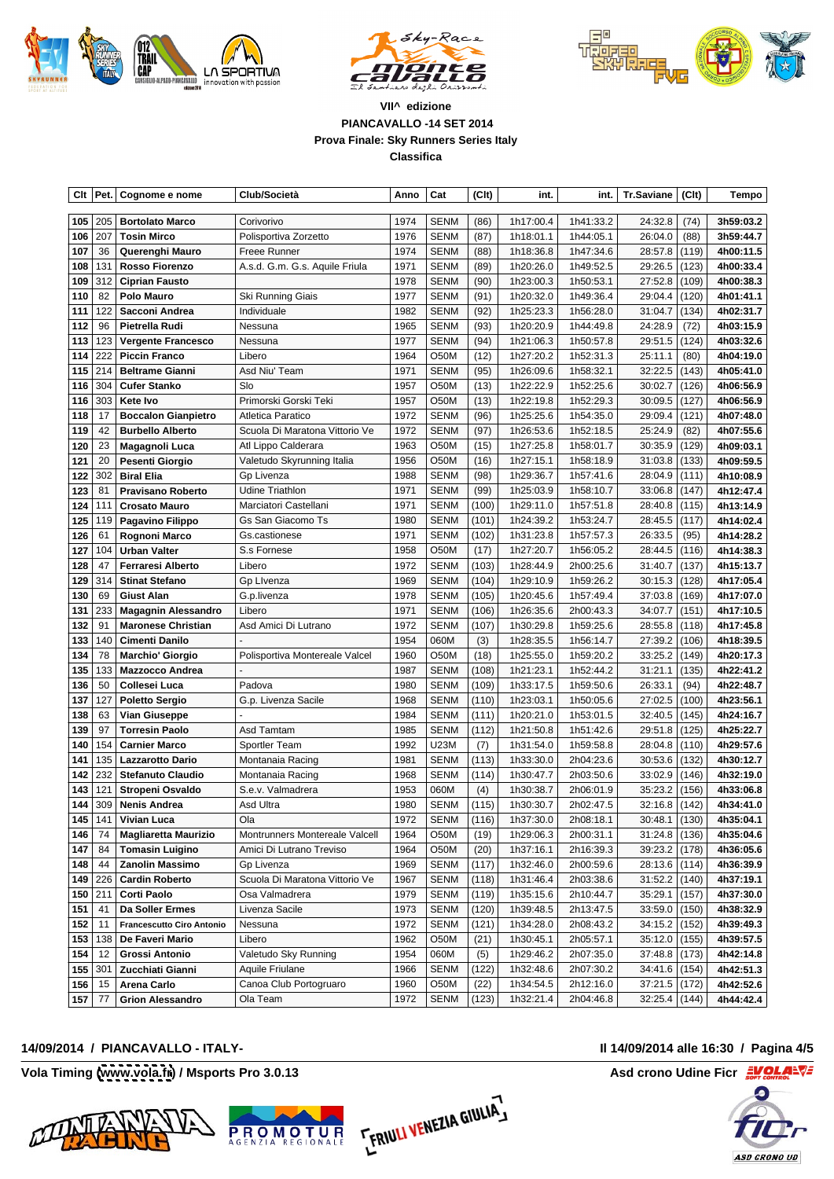**VII^ edizione**

**PIANCAVALLO -14 SET 2014**

**Prova Finale: Sky Runners Series Italy**

**Classifica**

| Clt | Pet. | Cognome e nome | Club/Società | Anno | Cat | (Clt) | int. | int. | Tr.Saviane | (Clt) | Tempo |
|---|---|---|---|---|---|---|---|---|---|---|---|
| 105 | 205 | **Bortolato Marco** | Corivorivo | 1974 | SENM | (86) | 1h17:00.4 | 1h41:33.2 | 24:32.8 | (74) | **3h59:03.2** |
| 106 | 207 | **Tosin Mirco** | Polisportiva Zorzetto | 1976 | SENM | (87) | 1h18:01.1 | 1h44:05.1 | 26:04.0 | (88) | **3h59:44.7** |
| 107 | 36 | **Querenghi Mauro** | Freee Runner | 1974 | SENM | (88) | 1h18:36.8 | 1h47:34.6 | 28:57.8 | (119) | **4h00:11.5** |
| 108 | 131 | **Rosso Fiorenzo** | A.s.d. G.m. G.s. Aquile Friula | 1971 | SENM | (89) | 1h20:26.0 | 1h49:52.5 | 29:26.5 | (123) | **4h00:33.4** |
| 109 | 312 | **Ciprian Fausto** | | 1978 | SENM | (90) | 1h23:00.3 | 1h50:53.1 | 27:52.8 | (109) | **4h00:38.3** |
| 110 | 82 | **Polo Mauro** | Ski Running Giais | 1977 | SENM | (91) | 1h20:32.0 | 1h49:36.4 | 29:04.4 | (120) | **4h01:41.1** |
| 111 | 122 | **Sacconi Andrea** | Individuale | 1982 | SENM | (92) | 1h25:23.3 | 1h56:28.0 | 31:04.7 | (134) | **4h02:31.7** |
| 112 | 96 | **Pietrella Rudi** | Nessuna | 1965 | SENM | (93) | 1h20:20.9 | 1h44:49.8 | 24:28.9 | (72) | **4h03:15.9** |
| 113 | 123 | **Vergente Francesco** | Nessuna | 1977 | SENM | (94) | 1h21:06.3 | 1h50:57.8 | 29:51.5 | (124) | **4h03:32.6** |
| 114 | 222 | **Piccin Franco** | Libero | 1964 | O50M | (12) | 1h27:20.2 | 1h52:31.3 | 25:11.1 | (80) | **4h04:19.0** |
| 115 | 214 | **Beltrame Gianni** | Asd Niu' Team | 1971 | SENM | (95) | 1h26:09.6 | 1h58:32.1 | 32:22.5 | (143) | **4h05:41.0** |
| 116 | 304 | **Cufer Stanko** | Slo | 1957 | O50M | (13) | 1h22:22.9 | 1h52:25.6 | 30:02.7 | (126) | **4h06:56.9** |
| 116 | 303 | **Kete Ivo** | Primorski Gorski Teki | 1957 | O50M | (13) | 1h22:19.8 | 1h52:29.3 | 30:09.5 | (127) | **4h06:56.9** |
| 118 | 17 | **Boccalon Gianpietro** | Atletica Paratico | 1972 | SENM | (96) | 1h25:25.6 | 1h54:35.0 | 29:09.4 | (121) | **4h07:48.0** |
| 119 | 42 | **Burbello Alberto** | Scuola Di Maratona Vittorio Ve | 1972 | SENM | (97) | 1h26:53.6 | 1h52:18.5 | 25:24.9 | (82) | **4h07:55.6** |
| 120 | 23 | **Magagnoli Luca** | Atl Lippo Calderara | 1963 | O50M | (15) | 1h27:25.8 | 1h58:01.7 | 30:35.9 | (129) | **4h09:03.1** |
| 121 | 20 | **Pesenti Giorgio** | Valetudo Skyrunning Italia | 1956 | O50M | (16) | 1h27:15.1 | 1h58:18.9 | 31:03.8 | (133) | **4h09:59.5** |
| 122 | 302 | **Biral Elia** | Gp Livenza | 1988 | SENM | (98) | 1h29:36.7 | 1h57:41.6 | 28:04.9 | (111) | **4h10:08.9** |
| 123 | 81 | **Pravisano Roberto** | Udine Triathlon | 1971 | SENM | (99) | 1h25:03.9 | 1h58:10.7 | 33:06.8 | (147) | **4h12:47.4** |
| 124 | 111 | **Crosato Mauro** | Marciatori Castellani | 1971 | SENM | (100) | 1h29:11.0 | 1h57:51.8 | 28:40.8 | (115) | **4h13:14.9** |
| 125 | 119 | **Pagavino Filippo** | Gs San Giacomo Ts | 1980 | SENM | (101) | 1h24:39.2 | 1h53:24.7 | 28:45.5 | (117) | **4h14:02.4** |
| 126 | 61 | **Rognoni Marco** | Gs.castionese | 1971 | SENM | (102) | 1h31:23.8 | 1h57:57.3 | 26:33.5 | (95) | **4h14:28.2** |
| 127 | 104 | **Urban Valter** | S.s Fornese | 1958 | O50M | (17) | 1h27:20.7 | 1h56:05.2 | 28:44.5 | (116) | **4h14:38.3** |
| 128 | 47 | **Ferraresi Alberto** | Libero | 1972 | SENM | (103) | 1h28:44.9 | 2h00:25.6 | 31:40.7 | (137) | **4h15:13.7** |
| 129 | 314 | **Stinat Stefano** | Gp LIvenza | 1969 | SENM | (104) | 1h29:10.9 | 1h59:26.2 | 30:15.3 | (128) | **4h17:05.4** |
| 130 | 69 | **Giust Alan** | G.p.livenza | 1978 | SENM | (105) | 1h20:45.6 | 1h57:49.4 | 37:03.8 | (169) | **4h17:07.0** |
| 131 | 233 | **Magagnin Alessandro** | Libero | 1971 | SENM | (106) | 1h26:35.6 | 2h00:43.3 | 34:07.7 | (151) | **4h17:10.5** |
| 132 | 91 | **Maronese Christian** | Asd Amici Di Lutrano | 1972 | SENM | (107) | 1h30:29.8 | 1h59:25.6 | 28:55.8 | (118) | **4h17:45.8** |
| 133 | 140 | **Cimenti Danilo** | - | 1954 | 060M | (3) | 1h28:35.5 | 1h56:14.7 | 27:39.2 | (106) | **4h18:39.5** |
| 134 | 78 | **Marchio' Giorgio** | Polisportiva Montereale Valcel | 1960 | O50M | (18) | 1h25:55.0 | 1h59:20.2 | 33:25.2 | (149) | **4h20:17.3** |
| 135 | 133 | **Mazzocco Andrea** | - | 1987 | SENM | (108) | 1h21:23.1 | 1h52:44.2 | 31:21.1 | (135) | **4h22:41.2** |
| 136 | 50 | **Collesei Luca** | Padova | 1980 | SENM | (109) | 1h33:17.5 | 1h59:50.6 | 26:33.1 | (94) | **4h22:48.7** |
| 137 | 127 | **Poletto Sergio** | G.p. Livenza Sacile | 1968 | SENM | (110) | 1h23:03.1 | 1h50:05.6 | 27:02.5 | (100) | **4h23:56.1** |
| 138 | 63 | **Vian Giuseppe** | - | 1984 | SENM | (111) | 1h20:21.0 | 1h53:01.5 | 32:40.5 | (145) | **4h24:16.7** |
| 139 | 97 | **Torresin Paolo** | Asd Tamtam | 1985 | SENM | (112) | 1h21:50.8 | 1h51:42.6 | 29:51.8 | (125) | **4h25:22.7** |
| 140 | 154 | **Carnier Marco** | Sportler Team | 1992 | U23M | (7) | 1h31:54.0 | 1h59:58.8 | 28:04.8 | (110) | **4h29:57.6** |
| 141 | 135 | **Lazzarotto Dario** | Montanaia Racing | 1981 | SENM | (113) | 1h33:30.0 | 2h04:23.6 | 30:53.6 | (132) | **4h30:12.7** |
| 142 | 232 | **Stefanuto Claudio** | Montanaia Racing | 1968 | SENM | (114) | 1h30:47.7 | 2h03:50.6 | 33:02.9 | (146) | **4h32:19.0** |
| 143 | 121 | **Stroperi Osvaldo** | S.e.v. Valmadrera | 1953 | 060M | (4) | 1h30:38.7 | 2h06:01.9 | 35:23.2 | (156) | **4h33:06.8** |
| 144 | 309 | **Nenis Andrea** | Asd Ultra | 1980 | SENM | (115) | 1h30:30.7 | 2h02:47.5 | 32:16.8 | (142) | **4h34:41.0** |
| 145 | 141 | **Vivian Luca** | Ola | 1972 | SENM | (116) | 1h37:30.0 | 2h08:18.1 | 30:48.1 | (130) | **4h35:04.1** |
| 146 | 74 | **Magliaretta Maurizio** | Montrunners Montereale Valcell | 1964 | O50M | (19) | 1h29:06.3 | 2h00:31.1 | 31:24.8 | (136) | **4h35:04.6** |
| 147 | 84 | **Tomasin Luigino** | Amici Di Lutrano Treviso | 1964 | O50M | (20) | 1h37:16.1 | 2h16:39.3 | 39:23.2 | (178) | **4h36:05.6** |
| 148 | 44 | **Zanolin Massimo** | Gp Livenza | 1969 | SENM | (117) | 1h32:46.0 | 2h00:59.6 | 28:13.6 | (114) | **4h36:39.9** |
| 149 | 226 | **Cardin Roberto** | Scuola Di Maratona Vittorio Ve | 1967 | SENM | (118) | 1h31:46.4 | 2h03:38.6 | 31:52.2 | (140) | **4h37:19.1** |
| 150 | 211 | **Corti Paolo** | Osa Valmadrera | 1979 | SENM | (119) | 1h35:15.6 | 2h10:44.7 | 35:29.1 | (157) | **4h37:30.0** |
| 151 | 41 | **Da Soller Ermes** | Livenza Sacile | 1973 | SENM | (120) | 1h39:48.5 | 2h13:47.5 | 33:59.0 | (150) | **4h38:32.9** |
| 152 | 11 | **Francescutto Ciro Antonio** | Nessuna | 1972 | SENM | (121) | 1h34:28.0 | 2h08:43.2 | 34:15.2 | (152) | **4h39:49.3** |
| 153 | 138 | **De Faveri Mario** | Libero | 1962 | O50M | (21) | 1h30:45.1 | 2h05:57.1 | 35:12.0 | (155) | **4h39:57.5** |
| 154 | 12 | **Grossi Antonio** | Valetudo Sky Running | 1954 | 060M | (5) | 1h29:46.2 | 2h07:35.0 | 37:48.8 | (173) | **4h42:14.8** |
| 155 | 301 | **Zucchiati Gianni** | Aquile Friulane | 1966 | SENM | (122) | 1h32:48.6 | 2h07:30.2 | 34:41.6 | (154) | **4h42:51.3** |
| 156 | 15 | **Arena Carlo** | Canoa Club Portogruaro | 1960 | O50M | (22) | 1h34:54.5 | 2h12:16.0 | 37:21.5 | (172) | **4h42:52.6** |
| 157 | 77 | **Grion Alessandro** | Ola Team | 1972 | SENM | (123) | 1h32:21.4 | 2h04:46.8 | 32:25.4 | (144) | **4h44:42.4** |

**14/09/2014 / PIANCAVALLO - ITALY-** **Il 14/09/2014 alle 16:30 / Pagina 4/5**

**Vola Timing (www.vola.fr) / Msports Pro 3.0.13** **Asd crono Udine Ficr**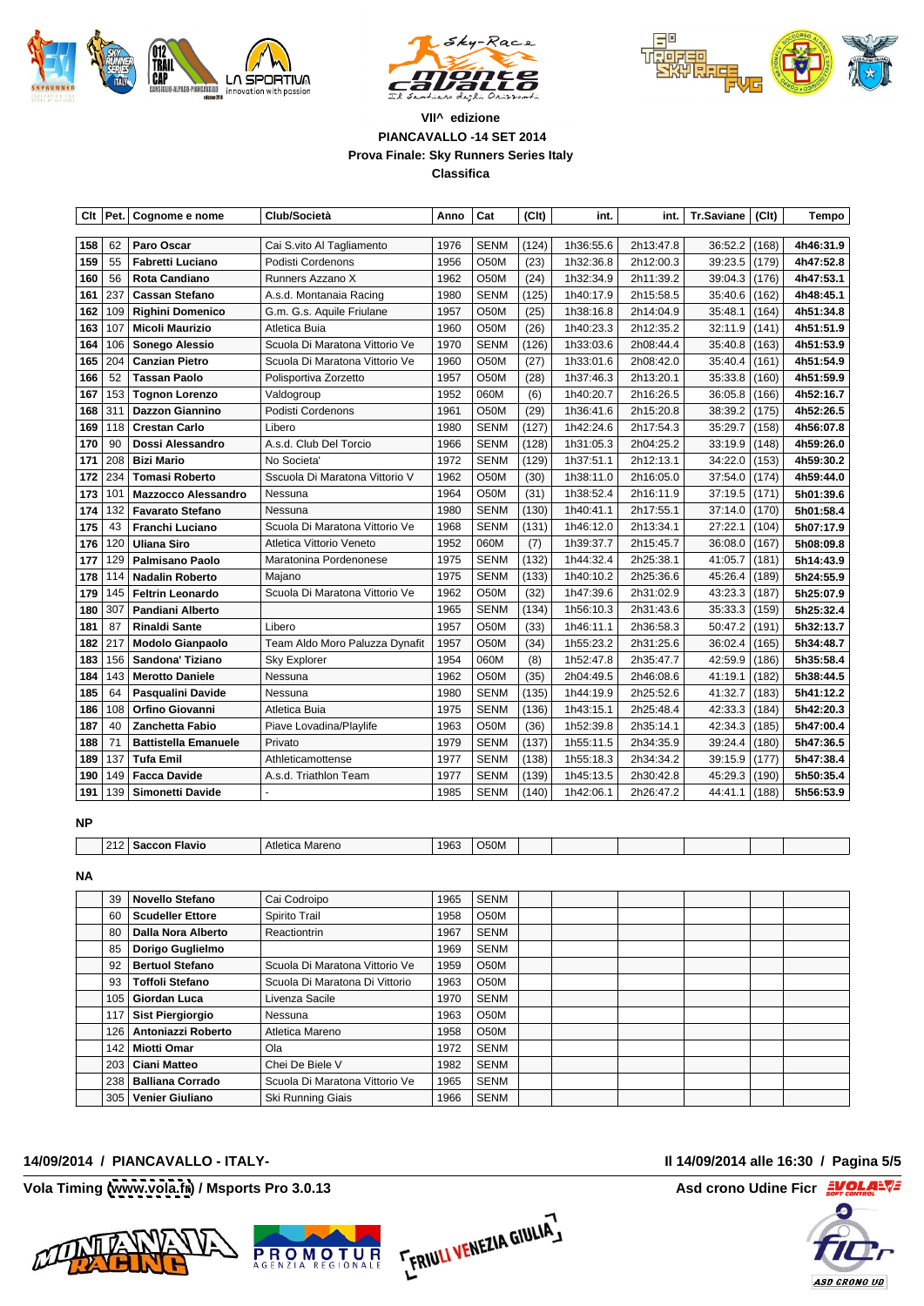**VII^ edizione**

**PIANCAVALLO -14 SET 2014**

**Prova Finale: Sky Runners Series Italy**

**Classifica**

| Clt | Pet. | Cognome e nome | Club/Società | Anno | Cat | (Clt) | int. | int. | Tr.Saviane | (Clt) | Tempo |
|---|---|---|---|---|---|---|---|---|---|---|---|
| 158 | 62 | Paro Oscar | Cai S.vito Al Tagliamento | 1976 | SENM | (124) | 1h36:55.6 | 2h13:47.8 | 36:52.2 | (168) | 4h46:31.9 |
| 159 | 55 | Fabretti Luciano | Podisti Cordenons | 1956 | O50M | (23) | 1h32:36.8 | 2h12:00.3 | 39:23.5 | (179) | 4h47:52.8 |
| 160 | 56 | Rota Candiano | Runners Azzano X | 1962 | O50M | (24) | 1h32:34.9 | 2h11:39.2 | 39:04.3 | (176) | 4h47:53.1 |
| 161 | 237 | Cassan Stefano | A.s.d. Montanaia Racing | 1980 | SENM | (125) | 1h40:17.9 | 2h15:58.5 | 35:40.6 | (162) | 4h48:45.1 |
| 162 | 109 | Righini Domenico | G.m. G.s. Aquile Friulane | 1957 | O50M | (25) | 1h38:16.8 | 2h14:04.9 | 35:48.1 | (164) | 4h51:34.8 |
| 163 | 107 | Micoli Maurizio | Atletica Buia | 1960 | O50M | (26) | 1h40:23.3 | 2h12:35.2 | 32:11.9 | (141) | 4h51:51.9 |
| 164 | 106 | Sonego Alessio | Scuola Di Maratona Vittorio Ve | 1970 | SENM | (126) | 1h33:03.6 | 2h08:44.4 | 35:40.8 | (163) | 4h51:53.9 |
| 165 | 204 | Canzian Pietro | Scuola Di Maratona Vittorio Ve | 1960 | O50M | (27) | 1h33:01.6 | 2h08:42.0 | 35:40.4 | (161) | 4h51:54.9 |
| 166 | 52 | Tassan Paolo | Polisportiva Zorzetto | 1957 | O50M | (28) | 1h37:46.3 | 2h13:20.1 | 35:33.8 | (160) | 4h51:59.9 |
| 167 | 153 | Tognon Lorenzo | Valdogroup | 1952 | 060M | (6) | 1h40:20.7 | 2h16:26.5 | 36:05.8 | (166) | 4h52:16.7 |
| 168 | 311 | Dazzon Giannino | Podisti Cordenons | 1961 | O50M | (29) | 1h36:41.6 | 2h15:20.8 | 38:39.2 | (175) | 4h52:26.5 |
| 169 | 118 | Crestan Carlo | Libero | 1980 | SENM | (127) | 1h42:24.6 | 2h17:54.3 | 35:29.7 | (158) | 4h56:07.8 |
| 170 | 90 | Dossi Alessandro | A.s.d. Club Del Torcio | 1966 | SENM | (128) | 1h31:05.3 | 2h04:25.2 | 33:19.9 | (148) | 4h59:26.0 |
| 171 | 208 | Bizi Mario | No Societa' | 1972 | SENM | (129) | 1h37:51.1 | 2h12:13.1 | 34:22.0 | (153) | 4h59:30.2 |
| 172 | 234 | Tomasi Roberto | Sscuola Di Maratona Vittorio V | 1962 | O50M | (30) | 1h38:11.0 | 2h16:05.0 | 37:54.0 | (174) | 4h59:44.0 |
| 173 | 101 | Mazzocco Alessandro | Nessuna | 1964 | O50M | (31) | 1h38:52.4 | 2h16:11.9 | 37:19.5 | (171) | 5h01:39.6 |
| 174 | 132 | Favarato Stefano | Nessuna | 1980 | SENM | (130) | 1h40:41.1 | 2h17:55.1 | 37:14.0 | (170) | 5h01:58.4 |
| 175 | 43 | Franchi Luciano | Scuola Di Maratona Vittorio Ve | 1968 | SENM | (131) | 1h46:12.0 | 2h13:34.1 | 27:22.1 | (104) | 5h07:17.9 |
| 176 | 120 | Uliana Siro | Atletica Vittorio Veneto | 1952 | 060M | (7) | 1h39:37.7 | 2h15:45.7 | 36:08.0 | (167) | 5h08:09.8 |
| 177 | 129 | Palmisano Paolo | Maratonina Pordenonese | 1975 | SENM | (132) | 1h44:32.4 | 2h25:38.1 | 41:05.7 | (181) | 5h14:43.9 |
| 178 | 114 | Nadalin Roberto | Majano | 1975 | SENM | (133) | 1h40:10.2 | 2h25:36.6 | 45:26.4 | (189) | 5h24:55.9 |
| 179 | 145 | Feltrin Leonardo | Scuola Di Maratona Vittorio Ve | 1962 | O50M | (32) | 1h47:39.6 | 2h31:02.9 | 43:23.3 | (187) | 5h25:07.9 |
| 180 | 307 | Pandiani Alberto | | 1965 | SENM | (134) | 1h56:10.3 | 2h31:43.6 | 35:33.3 | (159) | 5h25:32.4 |
| 181 | 87 | Rinaldi Sante | Libero | 1957 | O50M | (33) | 1h46:11.1 | 2h36:58.3 | 50:47.2 | (191) | 5h32:13.7 |
| 182 | 217 | Modolo Gianpaolo | Team Aldo Moro Paluzza Dynafit | 1957 | O50M | (34) | 1h55:23.2 | 2h31:25.6 | 36:02.4 | (165) | 5h34:48.7 |
| 183 | 156 | Sandona' Tiziano | Sky Explorer | 1954 | 060M | (8) | 1h52:47.8 | 2h35:47.7 | 42:59.9 | (186) | 5h35:58.4 |
| 184 | 143 | Merotto Daniele | Nessuna | 1962 | O50M | (35) | 2h04:49.5 | 2h46:08.6 | 41:19.1 | (182) | 5h38:44.5 |
| 185 | 64 | Pasqualini Davide | Nessuna | 1980 | SENM | (135) | 1h44:19.9 | 2h25:52.6 | 41:32.7 | (183) | 5h41:12.2 |
| 186 | 108 | Orfino Giovanni | Atletica Buia | 1975 | SENM | (136) | 1h43:15.1 | 2h25:48.4 | 42:33.3 | (184) | 5h42:20.3 |
| 187 | 40 | Zanchetta Fabio | Piave Lovadina/Playlife | 1963 | O50M | (36) | 1h52:39.8 | 2h35:14.1 | 42:34.3 | (185) | 5h47:00.4 |
| 188 | 71 | Battistella Emanuele | Privato | 1979 | SENM | (137) | 1h55:11.5 | 2h34:35.9 | 39:24.4 | (180) | 5h47:36.5 |
| 189 | 137 | Tufa Emil | Athleticamottense | 1977 | SENM | (138) | 1h55:18.3 | 2h34:34.2 | 39:15.9 | (177) | 5h47:38.4 |
| 190 | 149 | Facca Davide | A.s.d. Triathlon Team | 1977 | SENM | (139) | 1h45:13.5 | 2h30:42.8 | 45:29.3 | (190) | 5h50:35.4 |
| 191 | 139 | Simonetti Davide | - | 1985 | SENM | (140) | 1h42:06.1 | 2h26:47.2 | 44:41.1 | (188) | 5h56:53.9 |

**NP**

| | | | | | | | | | | | |
|---|---|---|---|---|---|---|---|---|---|---|---|
| | 212 | Saccon Flavio | Atletica Mareno | 1963 | O50M | | | | | | |

**NA**

| | | | | | | | | | | | |
|---|---|---|---|---|---|---|---|---|---|---|---|
| | 39 | Novello Stefano | Cai Codroipo | 1965 | SENM | | | | | | |
| | 60 | Scudeller Ettore | Spirito Trail | 1958 | O50M | | | | | | |
| | 80 | Dalla Nora Alberto | Reactiontrin | 1967 | SENM | | | | | | |
| | 85 | Dorigo Guglielmo | | 1969 | SENM | | | | | | |
| | 92 | Bertuol Stefano | Scuola Di Maratona Vittorio Ve | 1959 | O50M | | | | | | |
| | 93 | Toffoli Stefano | Scuola Di Maratona Di Vittorio | 1963 | O50M | | | | | | |
| | 105 | Giordan Luca | Livenza Sacile | 1970 | SENM | | | | | | |
| | 117 | Sist Piergiorgio | Nessuna | 1963 | O50M | | | | | | |
| | 126 | Antoniazzi Roberto | Atletica Mareno | 1958 | O50M | | | | | | |
| | 142 | Miotti Omar | Ola | 1972 | SENM | | | | | | |
| | 203 | Ciani Matteo | Chei De Biele V | 1982 | SENM | | | | | | |
| | 238 | Balliana Corrado | Scuola Di Maratona Vittorio Ve | 1965 | SENM | | | | | | |
| | 305 | Venier Giuliano | Ski Running Giais | 1966 | SENM | | | | | | |

**14/09/2014 / PIANCAVALLO - ITALY-** Il 14/09/2014 alle 16:30

**Vola Timing (www.vola.fr) / Msports Pro 3.0.13** Asd crono Udine Ficr